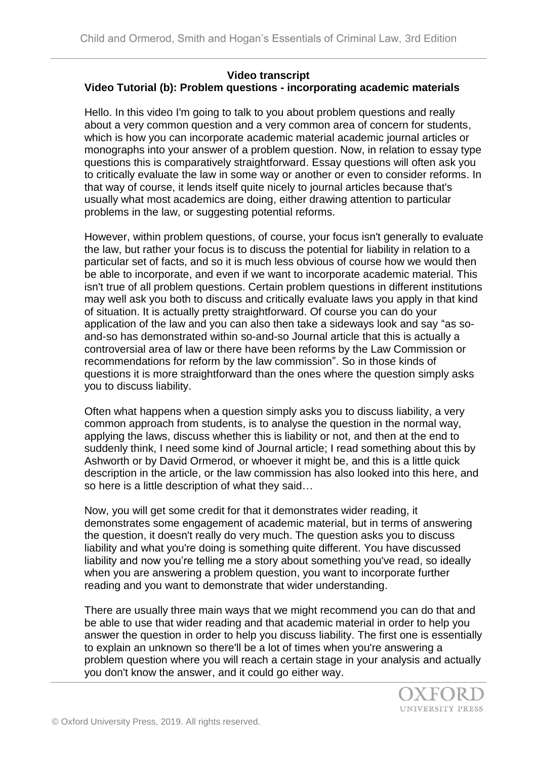**Video transcript**

**Video Tutorial (b): Problem questions - incorporating academic materials**

Hello. In this video I'm going to talk to you about problem questions and really about a very common question and a very common area of concern for students, which is how you can incorporate academic material academic journal articles or monographs into your answer of a problem question. Now, in relation to essay type questions this is comparatively straightforward. Essay questions will often ask you to critically evaluate the law in some way or another or even to consider reforms. In that way of course, it lends itself quite nicely to journal articles because that's usually what most academics are doing, either drawing attention to particular problems in the law, or suggesting potential reforms.

However, within problem questions, of course, your focus isn't generally to evaluate the law, but rather your focus is to discuss the potential for liability in relation to a particular set of facts, and so it is much less obvious of course how we would then be able to incorporate, and even if we want to incorporate academic material. This isn't true of all problem questions. Certain problem questions in different institutions may well ask you both to discuss and critically evaluate laws you apply in that kind of situation. It is actually pretty straightforward. Of course you can do your application of the law and you can also then take a sideways look and say "as so-and-so has demonstrated within so-and-so Journal article that this is actually a controversial area of law or there have been reforms by the Law Commission or recommendations for reform by the law commission". So in those kinds of questions it is more straightforward than the ones where the question simply asks you to discuss liability.

Often what happens when a question simply asks you to discuss liability, a very common approach from students, is to analyse the question in the normal way, applying the laws, discuss whether this is liability or not, and then at the end to suddenly think, I need some kind of Journal article; I read something about this by Ashworth or by David Ormerod, or whoever it might be, and this is a little quick description in the article, or the law commission has also looked into this here, and so here is a little description of what they said…

Now, you will get some credit for that it demonstrates wider reading, it demonstrates some engagement of academic material, but in terms of answering the question, it doesn't really do very much. The question asks you to discuss liability and what you're doing is something quite different. You have discussed liability and now you're telling me a story about something you've read, so ideally when you are answering a problem question, you want to incorporate further reading and you want to demonstrate that wider understanding.

There are usually three main ways that we might recommend you can do that and be able to use that wider reading and that academic material in order to help you answer the question in order to help you discuss liability. The first one is essentially to explain an unknown so there'll be a lot of times when you're answering a problem question where you will reach a certain stage in your analysis and actually you don't know the answer, and it could go either way.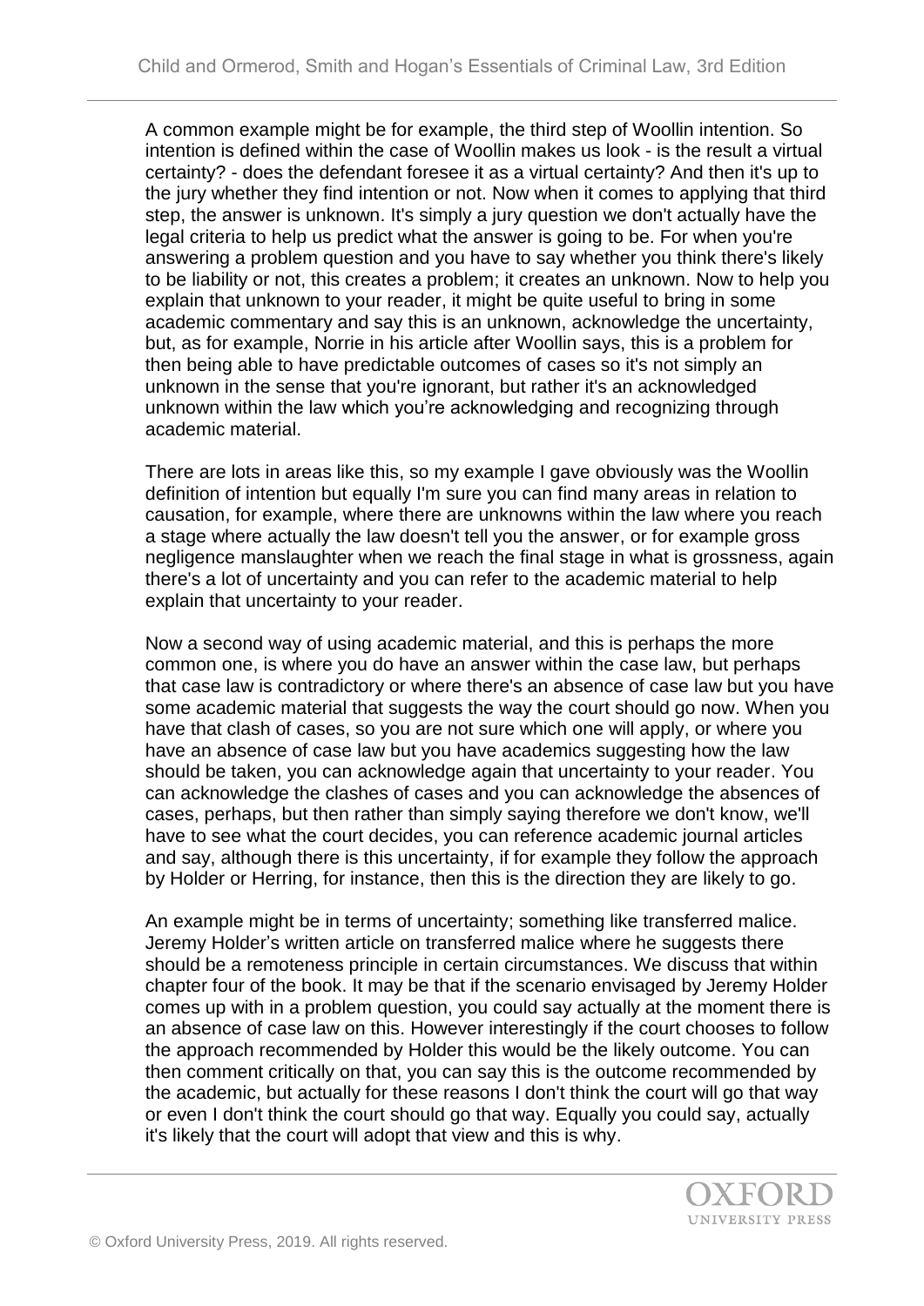A common example might be for example, the third step of Woollin intention. So intention is defined within the case of Woollin makes us look - is the result a virtual certainty? - does the defendant foresee it as a virtual certainty? And then it's up to the jury whether they find intention or not. Now when it comes to applying that third step, the answer is unknown. It's simply a jury question we don't actually have the legal criteria to help us predict what the answer is going to be. For when you're answering a problem question and you have to say whether you think there's likely to be liability or not, this creates a problem; it creates an unknown. Now to help you explain that unknown to your reader, it might be quite useful to bring in some academic commentary and say this is an unknown, acknowledge the uncertainty, but, as for example, Norrie in his article after Woollin says, this is a problem for then being able to have predictable outcomes of cases so it's not simply an unknown in the sense that you're ignorant, but rather it's an acknowledged unknown within the law which you're acknowledging and recognizing through academic material.

There are lots in areas like this, so my example I gave obviously was the Woollin definition of intention but equally I'm sure you can find many areas in relation to causation, for example, where there are unknowns within the law where you reach a stage where actually the law doesn't tell you the answer, or for example gross negligence manslaughter when we reach the final stage in what is grossness, again there's a lot of uncertainty and you can refer to the academic material to help explain that uncertainty to your reader.

Now a second way of using academic material, and this is perhaps the more common one, is where you do have an answer within the case law, but perhaps that case law is contradictory or where there's an absence of case law but you have some academic material that suggests the way the court should go now. When you have that clash of cases, so you are not sure which one will apply, or where you have an absence of case law but you have academics suggesting how the law should be taken, you can acknowledge again that uncertainty to your reader. You can acknowledge the clashes of cases and you can acknowledge the absences of cases, perhaps, but then rather than simply saying therefore we don't know, we'll have to see what the court decides, you can reference academic journal articles and say, although there is this uncertainty, if for example they follow the approach by Holder or Herring, for instance, then this is the direction they are likely to go.

An example might be in terms of uncertainty; something like transferred malice. Jeremy Holder's written article on transferred malice where he suggests there should be a remoteness principle in certain circumstances. We discuss that within chapter four of the book. It may be that if the scenario envisaged by Jeremy Holder comes up with in a problem question, you could say actually at the moment there is an absence of case law on this. However interestingly if the court chooses to follow the approach recommended by Holder this would be the likely outcome. You can then comment critically on that, you can say this is the outcome recommended by the academic, but actually for these reasons I don't think the court will go that way or even I don't think the court should go that way. Equally you could say, actually it's likely that the court will adopt that view and this is why.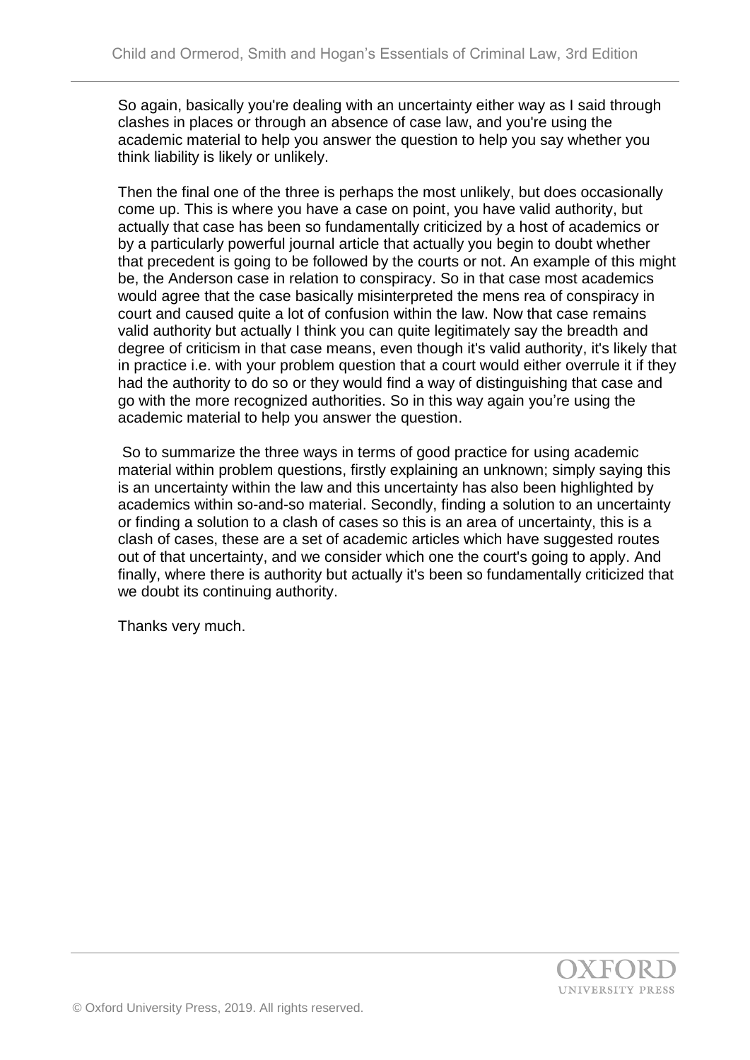So again, basically you're dealing with an uncertainty either way as I said through clashes in places or through an absence of case law, and you're using the academic material to help you answer the question to help you say whether you think liability is likely or unlikely.

Then the final one of the three is perhaps the most unlikely, but does occasionally come up. This is where you have a case on point, you have valid authority, but actually that case has been so fundamentally criticized by a host of academics or by a particularly powerful journal article that actually you begin to doubt whether that precedent is going to be followed by the courts or not. An example of this might be, the Anderson case in relation to conspiracy. So in that case most academics would agree that the case basically misinterpreted the mens rea of conspiracy in court and caused quite a lot of confusion within the law. Now that case remains valid authority but actually I think you can quite legitimately say the breadth and degree of criticism in that case means, even though it's valid authority, it's likely that in practice i.e. with your problem question that a court would either overrule it if they had the authority to do so or they would find a way of distinguishing that case and go with the more recognized authorities. So in this way again you're using the academic material to help you answer the question.

So to summarize the three ways in terms of good practice for using academic material within problem questions, firstly explaining an unknown; simply saying this is an uncertainty within the law and this uncertainty has also been highlighted by academics within so-and-so material. Secondly, finding a solution to an uncertainty or finding a solution to a clash of cases so this is an area of uncertainty, this is a clash of cases, these are a set of academic articles which have suggested routes out of that uncertainty, and we consider which one the court's going to apply. And finally, where there is authority but actually it's been so fundamentally criticized that we doubt its continuing authority.

Thanks very much.